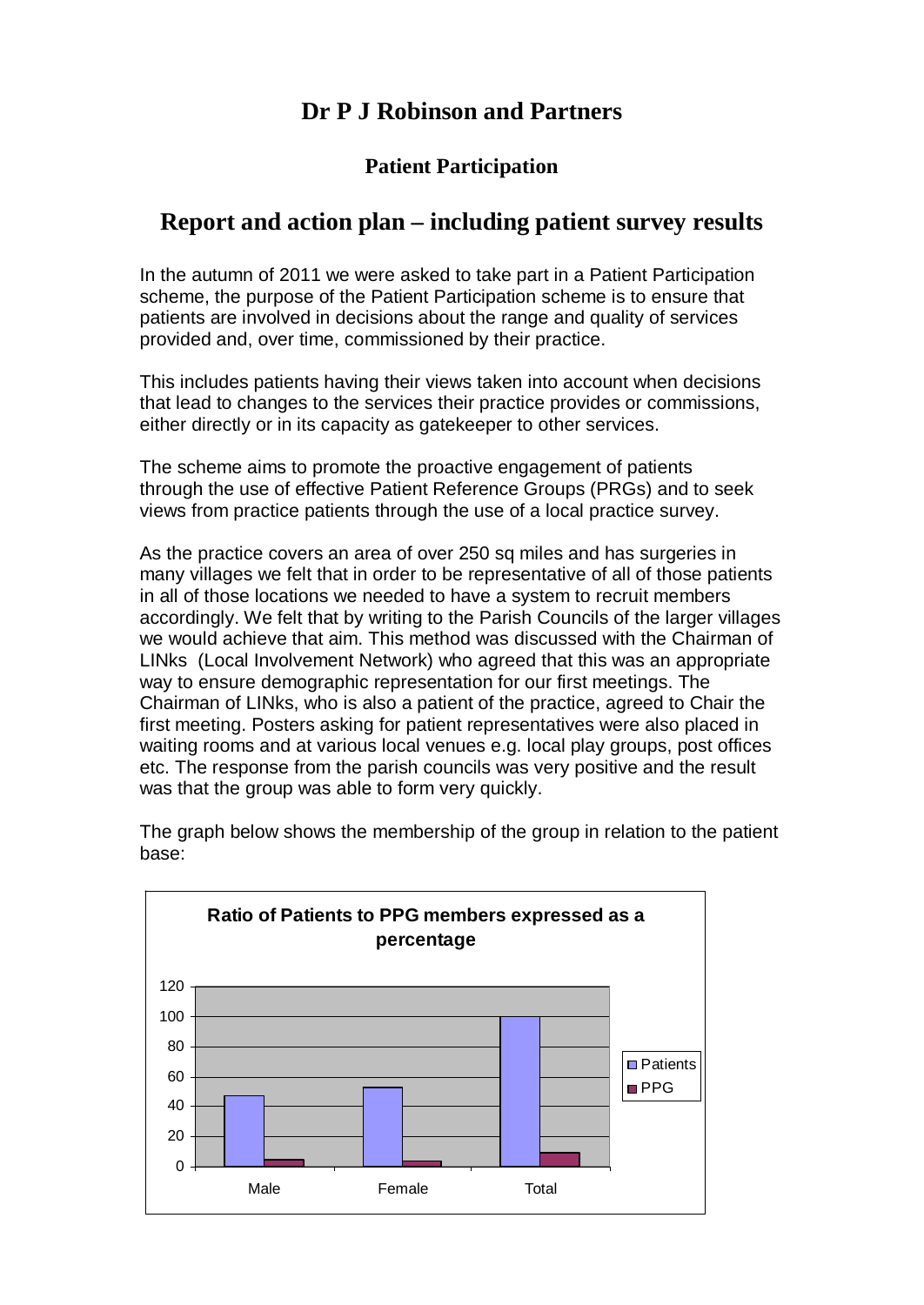# Dr P J Robinson and Partners

### Patient Participation

## Report and action plan – including patient survey results

In the autumn of 2011 we were asked to take part in a Patient Participation scheme, the purpose of the Patient Participation scheme is to ensure that patients are involved in decisions about the range and quality of services provided and, over time, commissioned by their practice.

This includes patients having their views taken into account when decisions that lead to changes to the services their practice provides or commissions, either directly or in its capacity as gatekeeper to other services.

The scheme aims to promote the proactive engagement of patients through the use of effective Patient Reference Groups (PRGs) and to seek views from practice patients through the use of a local practice survey.

As the practice covers an area of over 250 sq miles and has surgeries in many villages we felt that in order to be representative of all of those patients in all of those locations we needed to have a system to recruit members accordingly. We felt that by writing to the Parish Councils of the larger villages we would achieve that aim. This method was discussed with the Chairman of LINks (Local Involvement Network) who agreed that this was an appropriate way to ensure demographic representation for our first meetings. The Chairman of LINks, who is also a patient of the practice, agreed to Chair the first meeting. Posters asking for patient representatives were also placed in waiting rooms and at various local venues e.g. local play groups, post offices etc. The response from the parish councils was very positive and the result was that the group was able to form very quickly.

The graph below shows the membership of the group in relation to the patient base:

**Ratio of Patients to PPG members expressed as a percentage**

| | Patients | PPG |
|---|---|---|
| Male | 47 | 5 |
| Female | 53 | 4 |
| Total | 100 | 9 |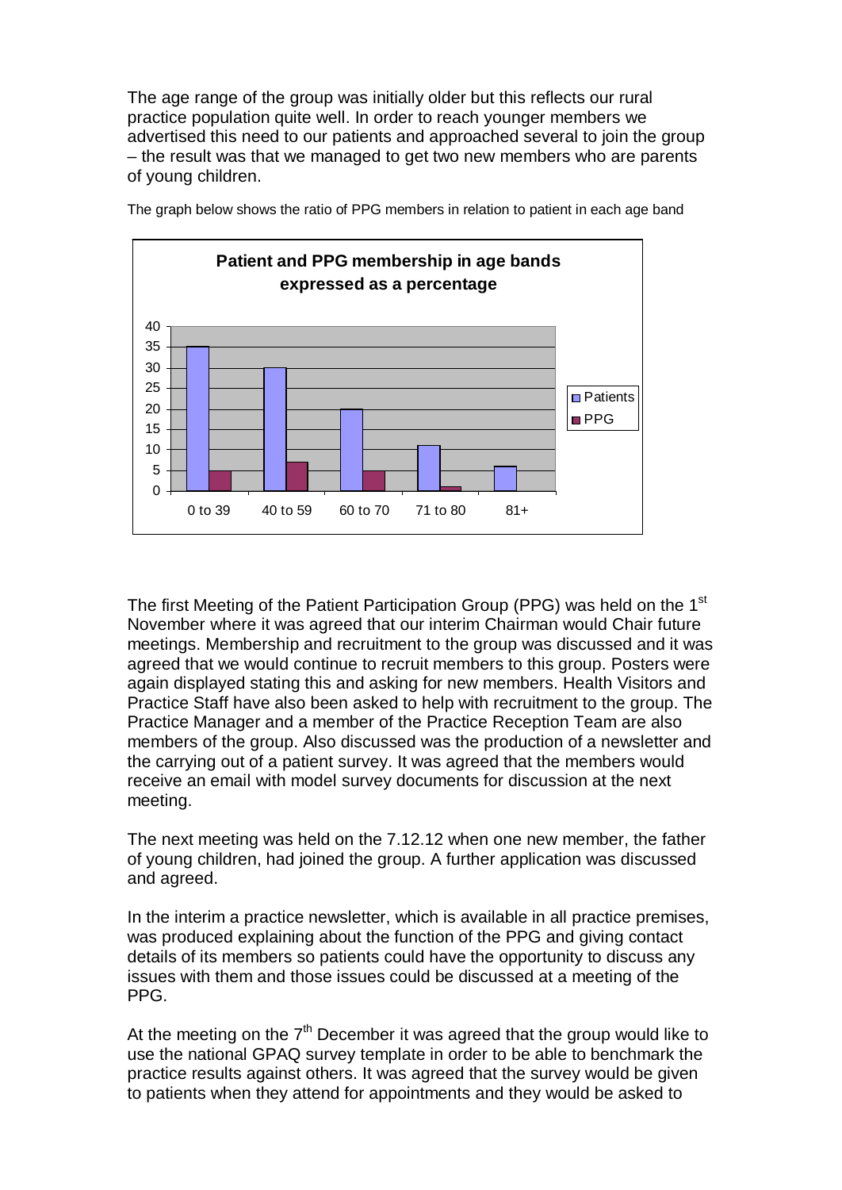The age range of the group was initially older but this reflects our rural practice population quite well. In order to reach younger members we advertised this need to our patients and approached several to join the group – the result was that we managed to get two new members who are parents of young children.

The graph below shows the ratio of PPG members in relation to patient in each age band

**Patient and PPG membership in age bands expressed as a percentage**

| Age band | Patients | PPG |
|---|---|---|
| 0 to 39 | 35 | 5 |
| 40 to 59 | 30 | 7 |
| 60 to 70 | 20 | 5 |
| 71 to 80 | 11 | 1 |
| 81+ | 6 | 0 |

The first Meeting of the Patient Participation Group (PPG) was held on the 1st November where it was agreed that our interim Chairman would Chair future meetings. Membership and recruitment to the group was discussed and it was agreed that we would continue to recruit members to this group. Posters were again displayed stating this and asking for new members. Health Visitors and Practice Staff have also been asked to help with recruitment to the group. The Practice Manager and a member of the Practice Reception Team are also members of the group. Also discussed was the production of a newsletter and the carrying out of a patient survey. It was agreed that the members would receive an email with model survey documents for discussion at the next meeting.

The next meeting was held on the 7.12.12 when one new member, the father of young children, had joined the group. A further application was discussed and agreed.

In the interim a practice newsletter, which is available in all practice premises, was produced explaining about the function of the PPG and giving contact details of its members so patients could have the opportunity to discuss any issues with them and those issues could be discussed at a meeting of the PPG.

At the meeting on the 7th December it was agreed that the group would like to use the national GPAQ survey template in order to be able to benchmark the practice results against others. It was agreed that the survey would be given to patients when they attend for appointments and they would be asked to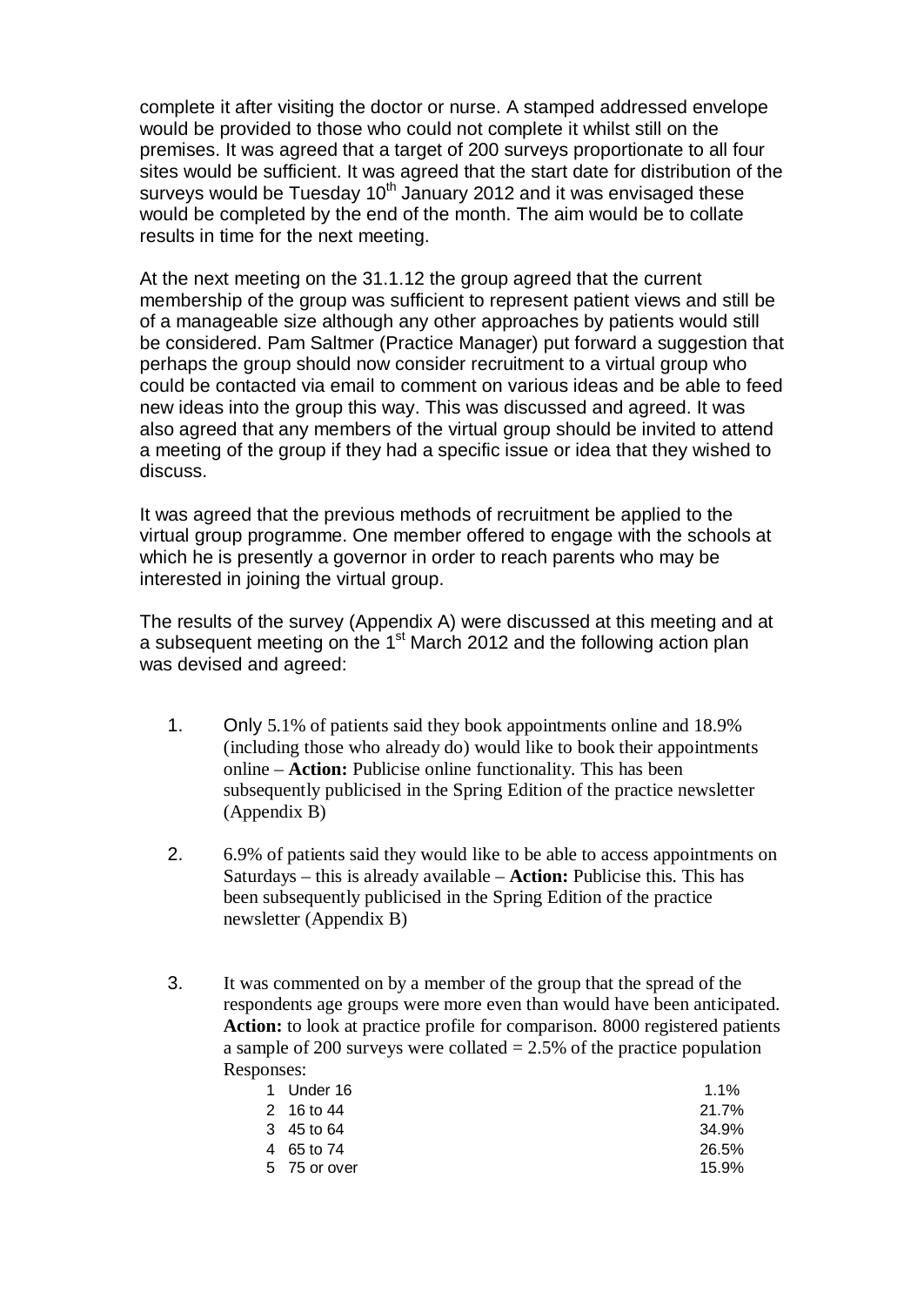complete it after visiting the doctor or nurse. A stamped addressed envelope would be provided to those who could not complete it whilst still on the premises. It was agreed that a target of 200 surveys proportionate to all four sites would be sufficient. It was agreed that the start date for distribution of the surveys would be Tuesday 10th January 2012 and it was envisaged these would be completed by the end of the month. The aim would be to collate results in time for the next meeting.

At the next meeting on the 31.1.12 the group agreed that the current membership of the group was sufficient to represent patient views and still be of a manageable size although any other approaches by patients would still be considered. Pam Saltmer (Practice Manager) put forward a suggestion that perhaps the group should now consider recruitment to a virtual group who could be contacted via email to comment on various ideas and be able to feed new ideas into the group this way. This was discussed and agreed. It was also agreed that any members of the virtual group should be invited to attend a meeting of the group if they had a specific issue or idea that they wished to discuss.

It was agreed that the previous methods of recruitment be applied to the virtual group programme. One member offered to engage with the schools at which he is presently a governor in order to reach parents who may be interested in joining the virtual group.

The results of the survey (Appendix A) were discussed at this meeting and at a subsequent meeting on the 1st March 2012 and the following action plan was devised and agreed:

1. Only 5.1% of patients said they book appointments online and 18.9% (including those who already do) would like to book their appointments online – **Action:** Publicise online functionality. This has been subsequently publicised in the Spring Edition of the practice newsletter (Appendix B)

2. 6.9% of patients said they would like to be able to access appointments on Saturdays – this is already available – **Action:** Publicise this. This has been subsequently publicised in the Spring Edition of the practice newsletter (Appendix B)

3. It was commented on by a member of the group that the spread of the respondents age groups were more even than would have been anticipated. **Action:** to look at practice profile for comparison. 8000 registered patients a sample of 200 surveys were collated = 2.5% of the practice population Responses:

| | | |
|---|---|---|
| 1 | Under 16 | 1.1% |
| 2 | 16 to 44 | 21.7% |
| 3 | 45 to 64 | 34.9% |
| 4 | 65 to 74 | 26.5% |
| 5 | 75 or over | 15.9% |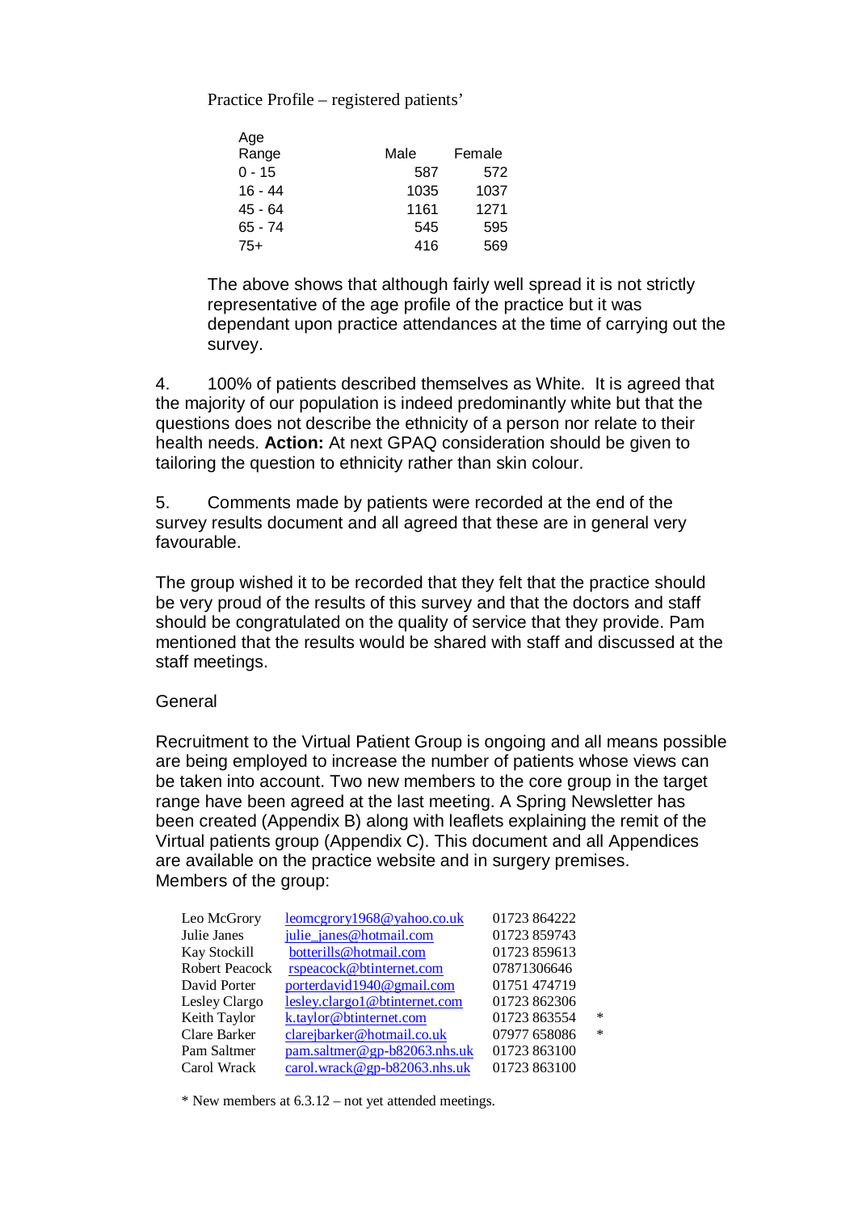Practice Profile – registered patients'

| Age Range | Male | Female |
|---|---|---|
| 0 - 15 | 587 | 572 |
| 16 - 44 | 1035 | 1037 |
| 45 - 64 | 1161 | 1271 |
| 65 - 74 | 545 | 595 |
| 75+ | 416 | 569 |

The above shows that although fairly well spread it is not strictly representative of the age profile of the practice but it was dependant upon practice attendances at the time of carrying out the survey.

4. 100% of patients described themselves as White. It is agreed that the majority of our population is indeed predominantly white but that the questions does not describe the ethnicity of a person nor relate to their health needs. **Action:** At next GPAQ consideration should be given to tailoring the question to ethnicity rather than skin colour.

5. Comments made by patients were recorded at the end of the survey results document and all agreed that these are in general very favourable.

The group wished it to be recorded that they felt that the practice should be very proud of the results of this survey and that the doctors and staff should be congratulated on the quality of service that they provide. Pam mentioned that the results would be shared with staff and discussed at the staff meetings.

General

Recruitment to the Virtual Patient Group is ongoing and all means possible are being employed to increase the number of patients whose views can be taken into account. Two new members to the core group in the target range have been agreed at the last meeting. A Spring Newsletter has been created (Appendix B) along with leaflets explaining the remit of the Virtual patients group (Appendix C). This document and all Appendices are available on the practice website and in surgery premises.

Members of the group:

| | | | |
|---|---|---|---|
| Leo McGrory | leomcgrory1968@yahoo.co.uk | 01723 864222 | |
| Julie Janes | julie_janes@hotmail.com | 01723 859743 | |
| Kay Stockill | botterills@hotmail.com | 01723 859613 | |
| Robert Peacock | rspeacock@btinternet.com | 07871306646 | |
| David Porter | porterdavid1940@gmail.com | 01751 474719 | |
| Lesley Clargo | lesley.clargo1@btinternet.com | 01723 862306 | |
| Keith Taylor | k.taylor@btinternet.com | 01723 863554 | * |
| Clare Barker | clarejbarker@hotmail.co.uk | 07977 658086 | * |
| Pam Saltmer | pam.saltmer@gp-b82063.nhs.uk | 01723 863100 | |
| Carol Wrack | carol.wrack@gp-b82063.nhs.uk | 01723 863100 | |

* New members at 6.3.12 – not yet attended meetings.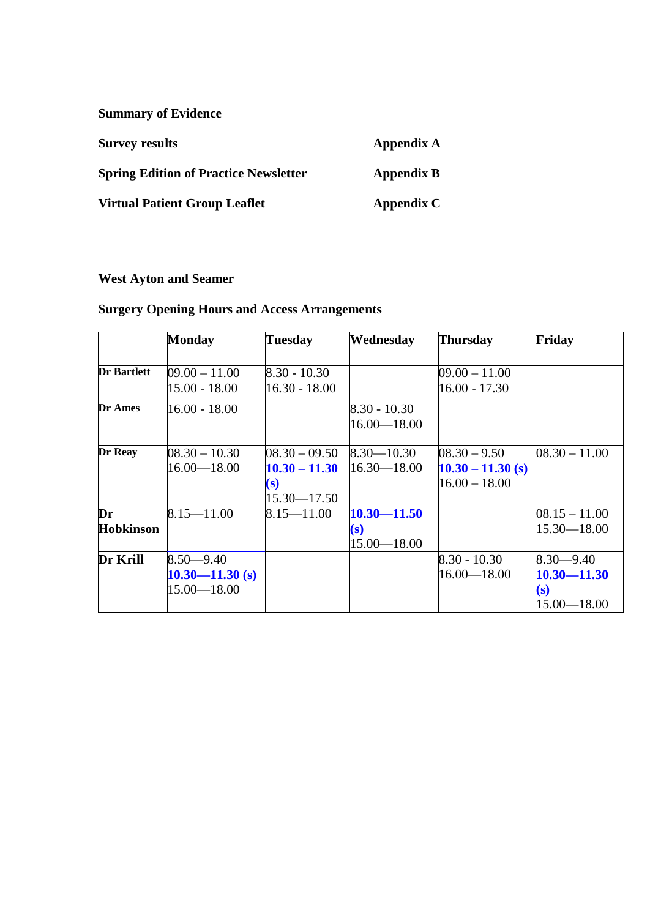**Summary of Evidence**

| | |
|---|---|
| **Survey results** | **Appendix A** |
| **Spring Edition of Practice Newsletter** | **Appendix B** |
| **Virtual Patient Group Leaflet** | **Appendix C** |

**West Ayton and Seamer**

**Surgery Opening Hours and Access Arrangements**

| | Monday | Tuesday | Wednesday | Thursday | Friday |
|---|---|---|---|---|---|
| **Dr Bartlett** | 09.00 – 11.00<br>15.00 - 18.00 | 8.30 - 10.30<br>16.30 - 18.00 | | 09.00 – 11.00<br>16.00 - 17.30 | |
| **Dr Ames** | 16.00 - 18.00 | | 8.30 - 10.30<br>16.00—18.00 | | |
| **Dr Reay** | 08.30 – 10.30<br>16.00—18.00 | 08.30 – 09.50<br>**10.30 – 11.30 (s)**<br>15.30—17.50 | 8.30—10.30<br>16.30—18.00 | 08.30 – 9.50<br>**10.30 – 11.30 (s)**<br>16.00 – 18.00 | 08.30 – 11.00 |
| **Dr Hobkinson** | 8.15—11.00 | 8.15—11.00 | **10.30—11.50 (s)**<br>15.00—18.00 | | 08.15 – 11.00<br>15.30—18.00 |
| **Dr Krill** | 8.50—9.40<br>**10.30—11.30 (s)**<br>15.00—18.00 | | | 8.30 - 10.30<br>16.00—18.00 | 8.30—9.40<br>**10.30—11.30 (s)**<br>15.00—18.00 |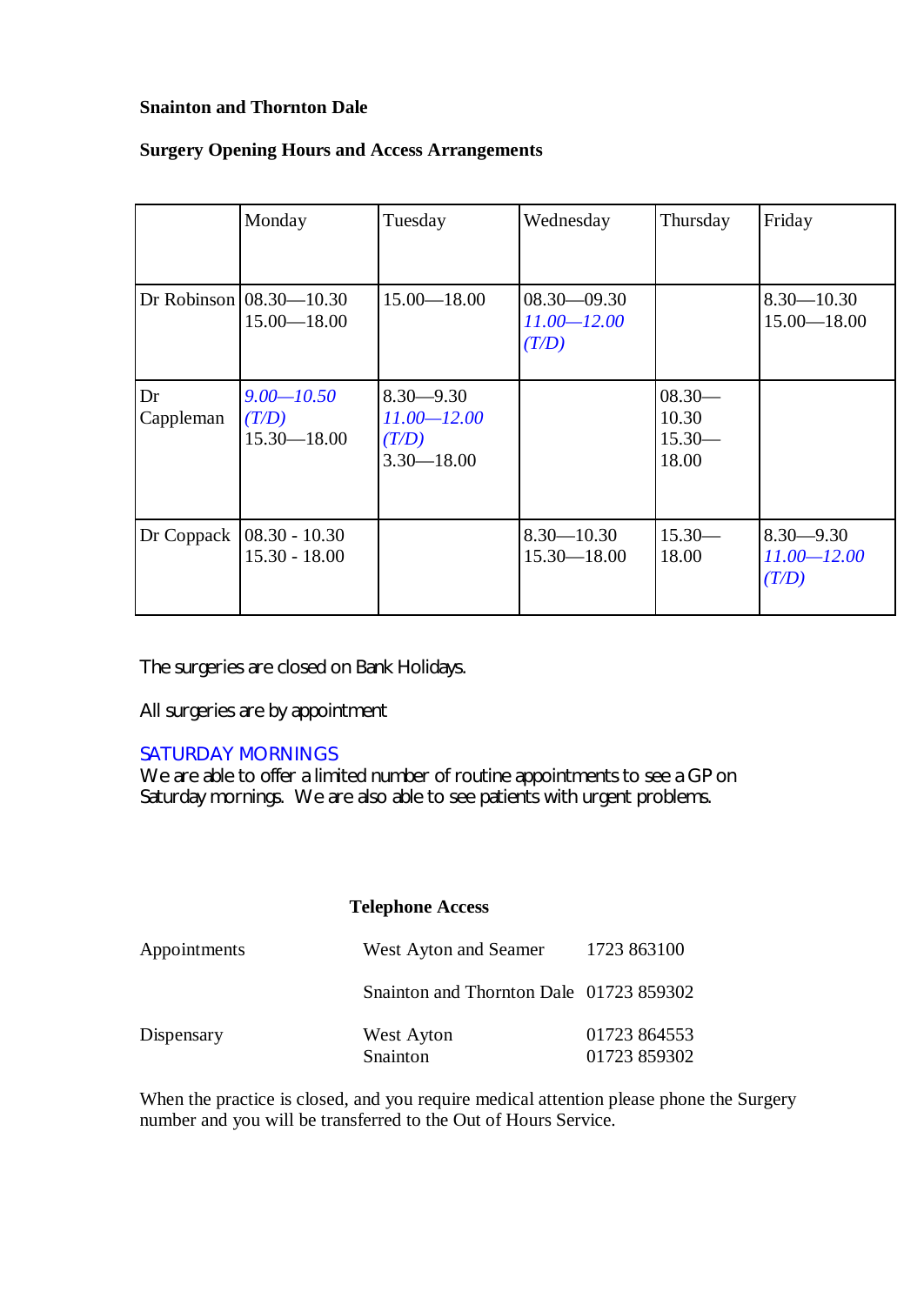**Snainton and Thornton Dale**

**Surgery Opening Hours and Access Arrangements**

| | Monday | Tuesday | Wednesday | Thursday | Friday |
|---|---|---|---|---|---|
| Dr Robinson | 08.30—10.30<br>15.00—18.00 | 15.00—18.00 | 08.30—09.30<br>*11.00—12.00 (T/D)* | | 8.30—10.30<br>15.00—18.00 |
| Dr Cappleman | *9.00—10.50 (T/D)*<br>15.30—18.00 | 8.30—9.30<br>*11.00—12.00 (T/D)*<br>3.30—18.00 | | 08.30—10.30<br>15.30—18.00 | |
| Dr Coppack | 08.30 - 10.30<br>15.30 - 18.00 | | 8.30—10.30<br>15.30—18.00 | 15.30—18.00 | 8.30—9.30<br>*11.00—12.00 (T/D)* |

The surgeries are closed on Bank Holidays.

All surgeries are by appointment

SATURDAY MORNINGS
We are able to offer a limited number of routine appointments to see a GP on Saturday mornings. We are also able to see patients with urgent problems.

**Telephone Access**

| | | |
|---|---|---|
| Appointments | West Ayton and Seamer | 1723 863100 |
| | Snainton and Thornton Dale | 01723 859302 |
| Dispensary | West Ayton | 01723 864553 |
| | Snainton | 01723 859302 |

When the practice is closed, and you require medical attention please phone the Surgery number and you will be transferred to the Out of Hours Service.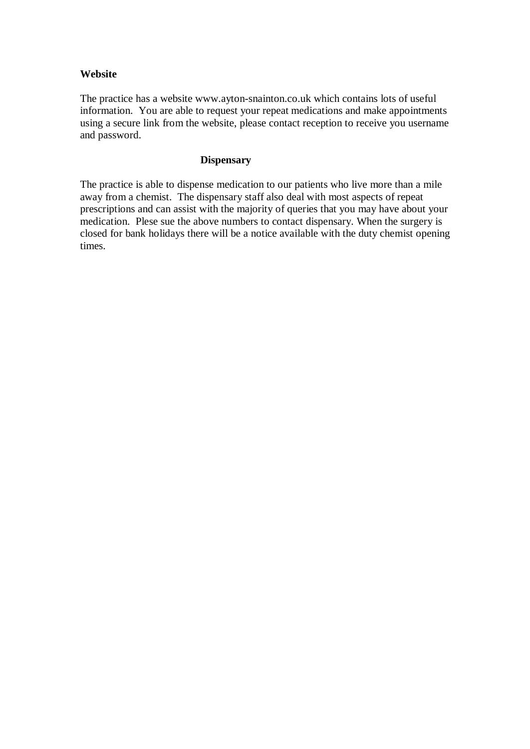**Website**

The practice has a website www.ayton-snainton.co.uk which contains lots of useful information. You are able to request your repeat medications and make appointments using a secure link from the website, please contact reception to receive you username and password.

**Dispensary**

The practice is able to dispense medication to our patients who live more than a mile away from a chemist. The dispensary staff also deal with most aspects of repeat prescriptions and can assist with the majority of queries that you may have about your medication. Plese sue the above numbers to contact dispensary. When the surgery is closed for bank holidays there will be a notice available with the duty chemist opening times.